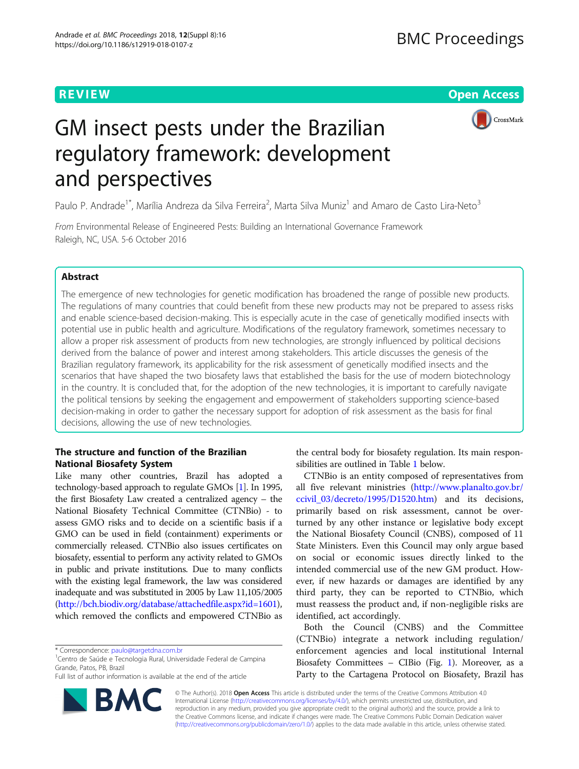REVIEW

Open Access

# GM insect pests under the Brazilian regulatory framework: development and perspectives

Paulo P. Andrade[1*], Marília Andreza da Silva Ferreira[2], Marta Silva Muniz[1] and Amaro de Casto Lira-Neto[3]

*From* Environmental Release of Engineered Pests: Building an International Governance Framework
Raleigh, NC, USA. 5-6 October 2016

## Abstract

The emergence of new technologies for genetic modification has broadened the range of possible new products. The regulations of many countries that could benefit from these new products may not be prepared to assess risks and enable science-based decision-making. This is especially acute in the case of genetically modified insects with potential use in public health and agriculture. Modifications of the regulatory framework, sometimes necessary to allow a proper risk assessment of products from new technologies, are strongly influenced by political decisions derived from the balance of power and interest among stakeholders. This article discusses the genesis of the Brazilian regulatory framework, its applicability for the risk assessment of genetically modified insects and the scenarios that have shaped the two biosafety laws that established the basis for the use of modern biotechnology in the country. It is concluded that, for the adoption of the new technologies, it is important to carefully navigate the political tensions by seeking the engagement and empowerment of stakeholders supporting science-based decision-making in order to gather the necessary support for adoption of risk assessment as the basis for final decisions, allowing the use of new technologies.

## The structure and function of the Brazilian National Biosafety System

Like many other countries, Brazil has adopted a technology-based approach to regulate GMOs [1]. In 1995, the first Biosafety Law created a centralized agency – the National Biosafety Technical Committee (CTNBio) - to assess GMO risks and to decide on a scientific basis if a GMO can be used in field (containment) experiments or commercially released. CTNBio also issues certificates on biosafety, essential to perform any activity related to GMOs in public and private institutions. Due to many conflicts with the existing legal framework, the law was considered inadequate and was substituted in 2005 by Law 11,105/2005 (http://bch.biodiv.org/database/attachedfile.aspx?id=1601), which removed the conflicts and empowered CTNBio as the central body for biosafety regulation. Its main responsibilities are outlined in Table 1 below.

CTNBio is an entity composed of representatives from all five relevant ministries (http://www.planalto.gov.br/ccivil_03/decreto/1995/D1520.htm) and its decisions, primarily based on risk assessment, cannot be overturned by any other instance or legislative body except the National Biosafety Council (CNBS), composed of 11 State Ministers. Even this Council may only argue based on social or economic issues directly linked to the intended commercial use of the new GM product. However, if new hazards or damages are identified by any third party, they can be reported to CTNBio, which must reassess the product and, if non-negligible risks are identified, act accordingly.

Both the Council (CNBS) and the Committee (CTNBio) integrate a network including regulation/enforcement agencies and local institutional Internal Biosafety Committees – CIBio (Fig. 1). Moreover, as a Party to the Cartagena Protocol on Biosafety, Brazil has

\* Correspondence: paulo@targetdna.com.br
[1]Centro de Saúde e Tecnologia Rural, Universidade Federal de Campina Grande, Patos, PB, Brazil
Full list of author information is available at the end of the article

© The Author(s). 2018 **Open Access** This article is distributed under the terms of the Creative Commons Attribution 4.0 International License (http://creativecommons.org/licenses/by/4.0/), which permits unrestricted use, distribution, and reproduction in any medium, provided you give appropriate credit to the original author(s) and the source, provide a link to the Creative Commons license, and indicate if changes were made. The Creative Commons Public Domain Dedication waiver (http://creativecommons.org/publicdomain/zero/1.0/) applies to the data made available in this article, unless otherwise stated.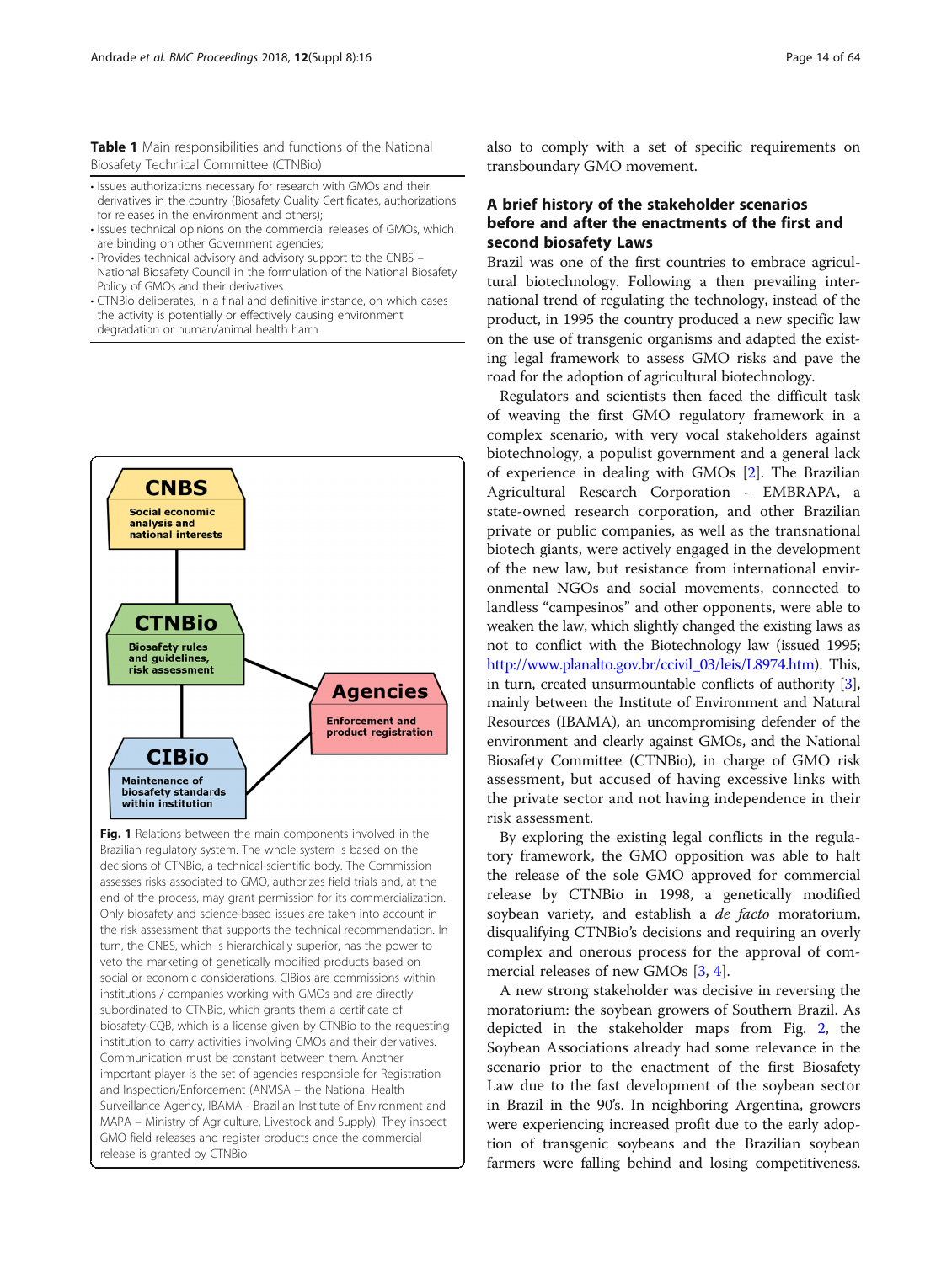**Table 1** Main responsibilities and functions of the National Biosafety Technical Committee (CTNBio)

- Issues authorizations necessary for research with GMOs and their derivatives in the country (Biosafety Quality Certificates, authorizations for releases in the environment and others);
- Issues technical opinions on the commercial releases of GMOs, which are binding on other Government agencies;
- Provides technical advisory and advisory support to the CNBS – National Biosafety Council in the formulation of the National Biosafety Policy of GMOs and their derivatives.
- CTNBio deliberates, in a final and definitive instance, on which cases the activity is potentially or effectively causing environment degradation or human/animal health harm.

CNBS

Social economic analysis and national interests

CTNBio

Biosafety rules and guidelines, risk assessment

Agencies

Enforcement and product registration

CIBio

Maintenance of biosafety standards within institution

**Fig. 1** Relations between the main components involved in the Brazilian regulatory system. The whole system is based on the decisions of CTNBio, a technical-scientific body. The Commission assesses risks associated to GMO, authorizes field trials and, at the end of the process, may grant permission for its commercialization. Only biosafety and science-based issues are taken into account in the risk assessment that supports the technical recommendation. In turn, the CNBS, which is hierarchically superior, has the power to veto the marketing of genetically modified products based on social or economic considerations. CIBios are commissions within institutions / companies working with GMOs and are directly subordinated to CTNBio, which grants them a certificate of biosafety-CQB, which is a license given by CTNBio to the requesting institution to carry activities involving GMOs and their derivatives. Communication must be constant between them. Another important player is the set of agencies responsible for Registration and Inspection/Enforcement (ANVISA – the National Health Surveillance Agency, IBAMA - Brazilian Institute of Environment and MAPA – Ministry of Agriculture, Livestock and Supply). They inspect GMO field releases and register products once the commercial release is granted by CTNBio

also to comply with a set of specific requirements on transboundary GMO movement.

## A brief history of the stakeholder scenarios before and after the enactments of the first and second biosafety Laws

Brazil was one of the first countries to embrace agricultural biotechnology. Following a then prevailing international trend of regulating the technology, instead of the product, in 1995 the country produced a new specific law on the use of transgenic organisms and adapted the existing legal framework to assess GMO risks and pave the road for the adoption of agricultural biotechnology.

Regulators and scientists then faced the difficult task of weaving the first GMO regulatory framework in a complex scenario, with very vocal stakeholders against biotechnology, a populist government and a general lack of experience in dealing with GMOs [2]. The Brazilian Agricultural Research Corporation - EMBRAPA, a state-owned research corporation, and other Brazilian private or public companies, as well as the transnational biotech giants, were actively engaged in the development of the new law, but resistance from international environmental NGOs and social movements, connected to landless "campesinos" and other opponents, were able to weaken the law, which slightly changed the existing laws as not to conflict with the Biotechnology law (issued 1995; http://www.planalto.gov.br/ccivil_03/leis/L8974.htm). This, in turn, created unsurmountable conflicts of authority [3], mainly between the Institute of Environment and Natural Resources (IBAMA), an uncompromising defender of the environment and clearly against GMOs, and the National Biosafety Committee (CTNBio), in charge of GMO risk assessment, but accused of having excessive links with the private sector and not having independence in their risk assessment.

By exploring the existing legal conflicts in the regulatory framework, the GMO opposition was able to halt the release of the sole GMO approved for commercial release by CTNBio in 1998, a genetically modified soybean variety, and establish a *de facto* moratorium, disqualifying CTNBio's decisions and requiring an overly complex and onerous process for the approval of commercial releases of new GMOs [3, 4].

A new strong stakeholder was decisive in reversing the moratorium: the soybean growers of Southern Brazil. As depicted in the stakeholder maps from Fig. 2, the Soybean Associations already had some relevance in the scenario prior to the enactment of the first Biosafety Law due to the fast development of the soybean sector in Brazil in the 90's. In neighboring Argentina, growers were experiencing increased profit due to the early adoption of transgenic soybeans and the Brazilian soybean farmers were falling behind and losing competitiveness.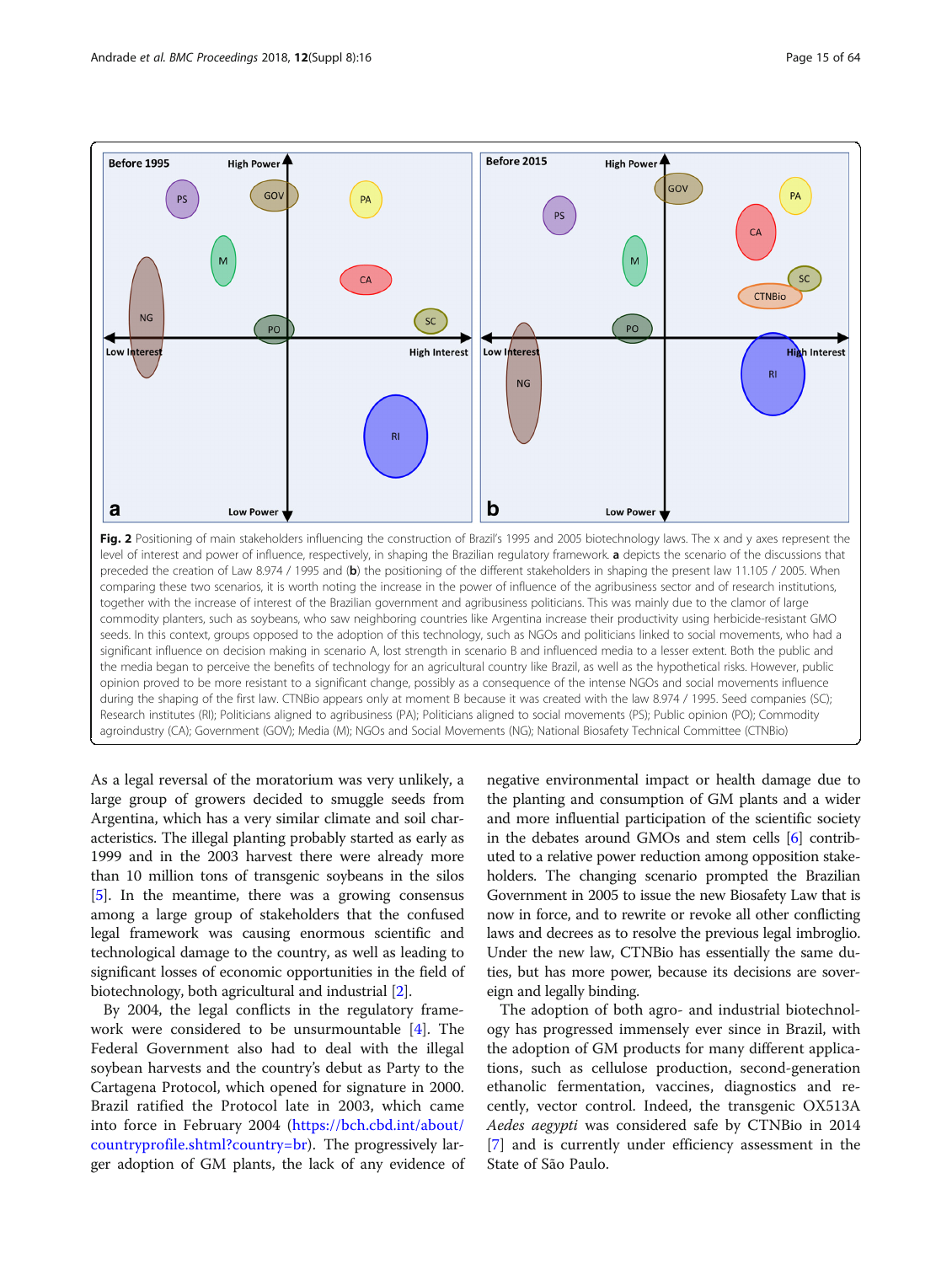**Fig. 2** Positioning of main stakeholders influencing the construction of Brazil's 1995 and 2005 biotechnology laws. The x and y axes represent the level of interest and power of influence, respectively, in shaping the Brazilian regulatory framework. **a** depicts the scenario of the discussions that preceded the creation of Law 8.974 / 1995 and (**b**) the positioning of the different stakeholders in shaping the present law 11.105 / 2005. When comparing these two scenarios, it is worth noting the increase in the power of influence of the agribusiness sector and of research institutions, together with the increase of interest of the Brazilian government and agribusiness politicians. This was mainly due to the clamor of large commodity planters, such as soybeans, who saw neighboring countries like Argentina increase their productivity using herbicide-resistant GMO seeds. In this context, groups opposed to the adoption of this technology, such as NGOs and politicians linked to social movements, who had a significant influence on decision making in scenario A, lost strength in scenario B and influenced media to a lesser extent. Both the public and the media began to perceive the benefits of technology for an agricultural country like Brazil, as well as the hypothetical risks. However, public opinion proved to be more resistant to a significant change, possibly as a consequence of the intense NGOs and social movements influence during the shaping of the first law. CTNBio appears only at moment B because it was created with the law 8.974 / 1995. Seed companies (SC); Research institutes (RI); Politicians aligned to agribusiness (PA); Politicians aligned to social movements (PS); Public opinion (PO); Commodity agroindustry (CA); Government (GOV); Media (M); NGOs and Social Movements (NG); National Biosafety Technical Committee (CTNBio)

As a legal reversal of the moratorium was very unlikely, a large group of growers decided to smuggle seeds from Argentina, which has a very similar climate and soil characteristics. The illegal planting probably started as early as 1999 and in the 2003 harvest there were already more than 10 million tons of transgenic soybeans in the silos [5]. In the meantime, there was a growing consensus among a large group of stakeholders that the confused legal framework was causing enormous scientific and technological damage to the country, as well as leading to significant losses of economic opportunities in the field of biotechnology, both agricultural and industrial [2].

By 2004, the legal conflicts in the regulatory framework were considered to be unsurmountable [4]. The Federal Government also had to deal with the illegal soybean harvests and the country's debut as Party to the Cartagena Protocol, which opened for signature in 2000. Brazil ratified the Protocol late in 2003, which came into force in February 2004 (https://bch.cbd.int/about/countryprofile.shtml?country=br). The progressively larger adoption of GM plants, the lack of any evidence of negative environmental impact or health damage due to the planting and consumption of GM plants and a wider and more influential participation of the scientific society in the debates around GMOs and stem cells [6] contributed to a relative power reduction among opposition stakeholders. The changing scenario prompted the Brazilian Government in 2005 to issue the new Biosafety Law that is now in force, and to rewrite or revoke all other conflicting laws and decrees as to resolve the previous legal imbroglio. Under the new law, CTNBio has essentially the same duties, but has more power, because its decisions are sovereign and legally binding.

The adoption of both agro- and industrial biotechnology has progressed immensely ever since in Brazil, with the adoption of GM products for many different applications, such as cellulose production, second-generation ethanolic fermentation, vaccines, diagnostics and recently, vector control. Indeed, the transgenic OX513A *Aedes aegypti* was considered safe by CTNBio in 2014 [7] and is currently under efficiency assessment in the State of São Paulo.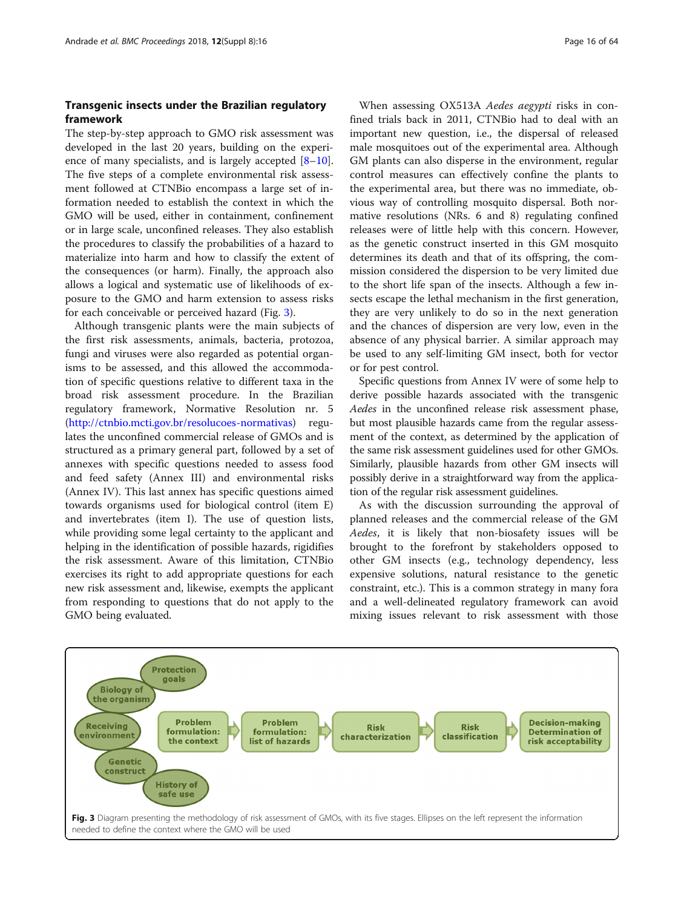## Transgenic insects under the Brazilian regulatory framework

The step-by-step approach to GMO risk assessment was developed in the last 20 years, building on the experience of many specialists, and is largely accepted [8–10]. The five steps of a complete environmental risk assessment followed at CTNBio encompass a large set of information needed to establish the context in which the GMO will be used, either in containment, confinement or in large scale, unconfined releases. They also establish the procedures to classify the probabilities of a hazard to materialize into harm and how to classify the extent of the consequences (or harm). Finally, the approach also allows a logical and systematic use of likelihoods of exposure to the GMO and harm extension to assess risks for each conceivable or perceived hazard (Fig. 3).

Although transgenic plants were the main subjects of the first risk assessments, animals, bacteria, protozoa, fungi and viruses were also regarded as potential organisms to be assessed, and this allowed the accommodation of specific questions relative to different taxa in the broad risk assessment procedure. In the Brazilian regulatory framework, Normative Resolution nr. 5 (http://ctnbio.mcti.gov.br/resolucoes-normativas) regulates the unconfined commercial release of GMOs and is structured as a primary general part, followed by a set of annexes with specific questions needed to assess food and feed safety (Annex III) and environmental risks (Annex IV). This last annex has specific questions aimed towards organisms used for biological control (item E) and invertebrates (item I). The use of question lists, while providing some legal certainty to the applicant and helping in the identification of possible hazards, rigidifies the risk assessment. Aware of this limitation, CTNBio exercises its right to add appropriate questions for each new risk assessment and, likewise, exempts the applicant from responding to questions that do not apply to the GMO being evaluated.

When assessing OX513A *Aedes aegypti* risks in confined trials back in 2011, CTNBio had to deal with an important new question, i.e., the dispersal of released male mosquitoes out of the experimental area. Although GM plants can also disperse in the environment, regular control measures can effectively confine the plants to the experimental area, but there was no immediate, obvious way of controlling mosquito dispersal. Both normative resolutions (NRs. 6 and 8) regulating confined releases were of little help with this concern. However, as the genetic construct inserted in this GM mosquito determines its death and that of its offspring, the commission considered the dispersion to be very limited due to the short life span of the insects. Although a few insects escape the lethal mechanism in the first generation, they are very unlikely to do so in the next generation and the chances of dispersion are very low, even in the absence of any physical barrier. A similar approach may be used to any self-limiting GM insect, both for vector or for pest control.

Specific questions from Annex IV were of some help to derive possible hazards associated with the transgenic *Aedes* in the unconfined release risk assessment phase, but most plausible hazards came from the regular assessment of the context, as determined by the application of the same risk assessment guidelines used for other GMOs. Similarly, plausible hazards from other GM insects will possibly derive in a straightforward way from the application of the regular risk assessment guidelines.

As with the discussion surrounding the approval of planned releases and the commercial release of the GM *Aedes*, it is likely that non-biosafety issues will be brought to the forefront by stakeholders opposed to other GM insects (e.g., technology dependency, less expensive solutions, natural resistance to the genetic constraint, etc.). This is a common strategy in many fora and a well-delineated regulatory framework can avoid mixing issues relevant to risk assessment with those

Protection goals
Biology of the organism
Receiving environment
Genetic construct
History of safe use
Problem formulation: the context
Problem formulation: list of hazards
Risk characterization
Risk classification
Decision-making Determination of risk acceptability

**Fig. 3** Diagram presenting the methodology of risk assessment of GMOs, with its five stages. Ellipses on the left represent the information needed to define the context where the GMO will be used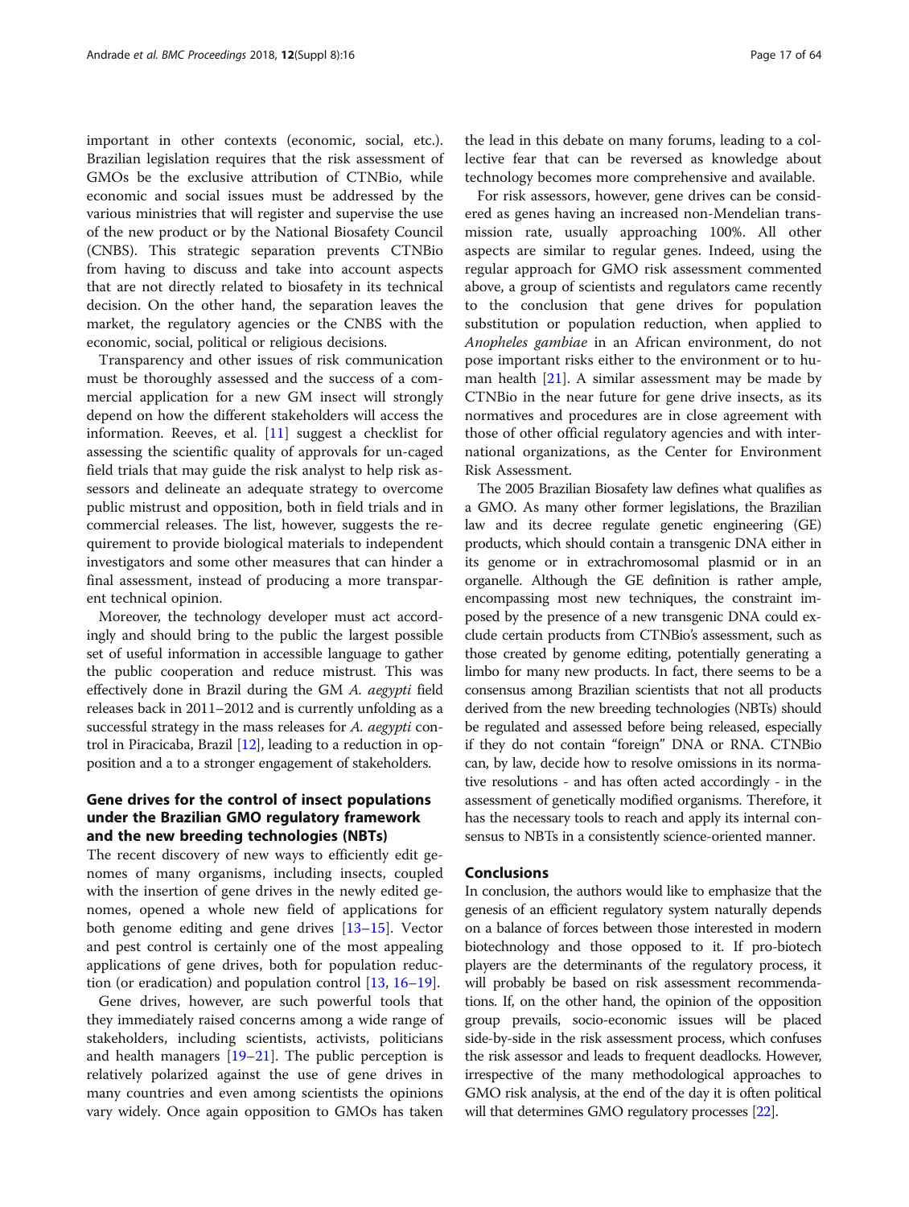important in other contexts (economic, social, etc.). Brazilian legislation requires that the risk assessment of GMOs be the exclusive attribution of CTNBio, while economic and social issues must be addressed by the various ministries that will register and supervise the use of the new product or by the National Biosafety Council (CNBS). This strategic separation prevents CTNBio from having to discuss and take into account aspects that are not directly related to biosafety in its technical decision. On the other hand, the separation leaves the market, the regulatory agencies or the CNBS with the economic, social, political or religious decisions.

Transparency and other issues of risk communication must be thoroughly assessed and the success of a commercial application for a new GM insect will strongly depend on how the different stakeholders will access the information. Reeves, et al. [11] suggest a checklist for assessing the scientific quality of approvals for un-caged field trials that may guide the risk analyst to help risk assessors and delineate an adequate strategy to overcome public mistrust and opposition, both in field trials and in commercial releases. The list, however, suggests the requirement to provide biological materials to independent investigators and some other measures that can hinder a final assessment, instead of producing a more transparent technical opinion.

Moreover, the technology developer must act accordingly and should bring to the public the largest possible set of useful information in accessible language to gather the public cooperation and reduce mistrust. This was effectively done in Brazil during the GM *A. aegypti* field releases back in 2011–2012 and is currently unfolding as a successful strategy in the mass releases for *A. aegypti* control in Piracicaba, Brazil [12], leading to a reduction in opposition and a to a stronger engagement of stakeholders.

## Gene drives for the control of insect populations under the Brazilian GMO regulatory framework and the new breeding technologies (NBTs)

The recent discovery of new ways to efficiently edit genomes of many organisms, including insects, coupled with the insertion of gene drives in the newly edited genomes, opened a whole new field of applications for both genome editing and gene drives [13–15]. Vector and pest control is certainly one of the most appealing applications of gene drives, both for population reduction (or eradication) and population control [13, 16–19].

Gene drives, however, are such powerful tools that they immediately raised concerns among a wide range of stakeholders, including scientists, activists, politicians and health managers [19–21]. The public perception is relatively polarized against the use of gene drives in many countries and even among scientists the opinions vary widely. Once again opposition to GMOs has taken the lead in this debate on many forums, leading to a collective fear that can be reversed as knowledge about technology becomes more comprehensive and available.

For risk assessors, however, gene drives can be considered as genes having an increased non-Mendelian transmission rate, usually approaching 100%. All other aspects are similar to regular genes. Indeed, using the regular approach for GMO risk assessment commented above, a group of scientists and regulators came recently to the conclusion that gene drives for population substitution or population reduction, when applied to *Anopheles gambiae* in an African environment, do not pose important risks either to the environment or to human health [21]. A similar assessment may be made by CTNBio in the near future for gene drive insects, as its normatives and procedures are in close agreement with those of other official regulatory agencies and with international organizations, as the Center for Environment Risk Assessment.

The 2005 Brazilian Biosafety law defines what qualifies as a GMO. As many other former legislations, the Brazilian law and its decree regulate genetic engineering (GE) products, which should contain a transgenic DNA either in its genome or in extrachromosomal plasmid or in an organelle. Although the GE definition is rather ample, encompassing most new techniques, the constraint imposed by the presence of a new transgenic DNA could exclude certain products from CTNBio's assessment, such as those created by genome editing, potentially generating a limbo for many new products. In fact, there seems to be a consensus among Brazilian scientists that not all products derived from the new breeding technologies (NBTs) should be regulated and assessed before being released, especially if they do not contain "foreign" DNA or RNA. CTNBio can, by law, decide how to resolve omissions in its normative resolutions - and has often acted accordingly - in the assessment of genetically modified organisms. Therefore, it has the necessary tools to reach and apply its internal consensus to NBTs in a consistently science-oriented manner.

## Conclusions

In conclusion, the authors would like to emphasize that the genesis of an efficient regulatory system naturally depends on a balance of forces between those interested in modern biotechnology and those opposed to it. If pro-biotech players are the determinants of the regulatory process, it will probably be based on risk assessment recommendations. If, on the other hand, the opinion of the opposition group prevails, socio-economic issues will be placed side-by-side in the risk assessment process, which confuses the risk assessor and leads to frequent deadlocks. However, irrespective of the many methodological approaches to GMO risk analysis, at the end of the day it is often political will that determines GMO regulatory processes [22].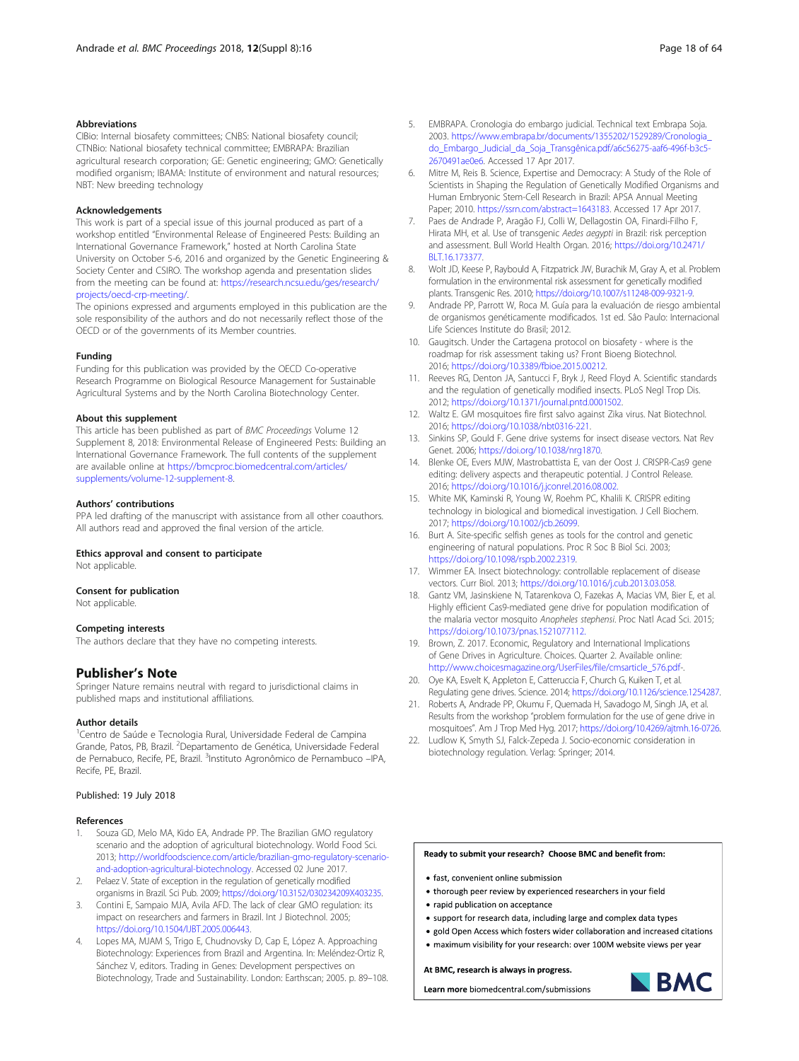### Abbreviations

CIBio: Internal biosafety committees; CNBS: National biosafety council; CTNBio: National biosafety technical committee; EMBRAPA: Brazilian agricultural research corporation; GE: Genetic engineering; GMO: Genetically modified organism; IBAMA: Institute of environment and natural resources; NBT: New breeding technology

### Acknowledgements

This work is part of a special issue of this journal produced as part of a workshop entitled "Environmental Release of Engineered Pests: Building an International Governance Framework," hosted at North Carolina State University on October 5-6, 2016 and organized by the Genetic Engineering & Society Center and CSIRO. The workshop agenda and presentation slides from the meeting can be found at: https://research.ncsu.edu/ges/research/projects/oecd-crp-meeting/.

The opinions expressed and arguments employed in this publication are the sole responsibility of the authors and do not necessarily reflect those of the OECD or of the governments of its Member countries.

### Funding

Funding for this publication was provided by the OECD Co-operative Research Programme on Biological Resource Management for Sustainable Agricultural Systems and by the North Carolina Biotechnology Center.

### About this supplement

This article has been published as part of *BMC Proceedings* Volume 12 Supplement 8, 2018: Environmental Release of Engineered Pests: Building an International Governance Framework. The full contents of the supplement are available online at https://bmcproc.biomedcentral.com/articles/supplements/volume-12-supplement-8.

### Authors' contributions

PPA led drafting of the manuscript with assistance from all other coauthors. All authors read and approved the final version of the article.

### Ethics approval and consent to participate

Not applicable.

### Consent for publication

Not applicable.

### Competing interests

The authors declare that they have no competing interests.

## Publisher's Note

Springer Nature remains neutral with regard to jurisdictional claims in published maps and institutional affiliations.

### Author details

[1]Centro de Saúde e Tecnologia Rural, Universidade Federal de Campina Grande, Patos, PB, Brazil. [2]Departamento de Genética, Universidade Federal de Pernabuco, Recife, PE, Brazil. [3]Instituto Agronômico de Pernambuco –IPA, Recife, PE, Brazil.

Published: 19 July 2018

### References

1. Souza GD, Melo MA, Kido EA, Andrade PP. The Brazilian GMO regulatory scenario and the adoption of agricultural biotechnology. World Food Sci. 2013; http://worldfoodscience.com/article/brazilian-gmo-regulatory-scenario-and-adoption-agricultural-biotechnology. Accessed 02 June 2017.
2. Pelaez V. State of exception in the regulation of genetically modified organisms in Brazil. Sci Pub. 2009; https://doi.org/10.3152/030234209X403235.
3. Contini E, Sampaio MJA, Avila AFD. The lack of clear GMO regulation: its impact on researchers and farmers in Brazil. Int J Biotechnol. 2005; https://doi.org/10.1504/IJBT.2005.006443.
4. Lopes MA, MJAM S, Trigo E, Chudnovsky D, Cap E, López A. Approaching Biotechnology: Experiences from Brazil and Argentina. In: Meléndez-Ortiz R, Sánchez V, editors. Trading in Genes: Development perspectives on Biotechnology, Trade and Sustainability. London: Earthscan; 2005. p. 89–108.
5. EMBRAPA. Cronologia do embargo judicial. Technical text Embrapa Soja. 2003. https://www.embrapa.br/documents/1355202/1529289/Cronologia_do_Embargo_Judicial_da_Soja_Transgênica.pdf/a6c56275-aaf6-496f-b3c5-2670491ae0e6. Accessed 17 Apr 2017.
6. Mitre M, Reis B. Science, Expertise and Democracy: A Study of the Role of Scientists in Shaping the Regulation of Genetically Modified Organisms and Human Embryonic Stem-Cell Research in Brazil: APSA Annual Meeting Paper; 2010. https://ssrn.com/abstract=1643183. Accessed 17 Apr 2017.
7. Paes de Andrade P, Aragão FJ, Colli W, Dellagostin OA, Finardi-Filho F, Hirata MH, et al. Use of transgenic *Aedes aegypti* in Brazil: risk perception and assessment. Bull World Health Organ. 2016; https://doi.org/10.2471/BLT.16.173377.
8. Wolt JD, Keese P, Raybould A, Fitzpatrick JW, Burachik M, Gray A, et al. Problem formulation in the environmental risk assessment for genetically modified plants. Transgenic Res. 2010; https://doi.org/10.1007/s11248-009-9321-9.
9. Andrade PP, Parrott W, Roca M. Guía para la evaluación de riesgo ambiental de organismos genéticamente modificados. 1st ed. São Paulo: Internacional Life Sciences Institute do Brasil; 2012.
10. Gaugitsch. Under the Cartagena protocol on biosafety - where is the roadmap for risk assessment taking us? Front Bioeng Biotechnol. 2016; https://doi.org/10.3389/fbioe.2015.00212.
11. Reeves RG, Denton JA, Santucci F, Bryk J, Reed Floyd A. Scientific standards and the regulation of genetically modified insects. PLoS Negl Trop Dis. 2012; https://doi.org/10.1371/journal.pntd.0001502.
12. Waltz E. GM mosquitoes fire first salvo against Zika virus. Nat Biotechnol. 2016; https://doi.org/10.1038/nbt0316-221.
13. Sinkins SP, Gould F. Gene drive systems for insect disease vectors. Nat Rev Genet. 2006; https://doi.org/10.1038/nrg1870.
14. Blenke OE, Evers MJW, Mastrobattista E, van der Oost J. CRISPR-Cas9 gene editing: delivery aspects and therapeutic potential. J Control Release. 2016; https://doi.org/10.1016/j.jconrel.2016.08.002.
15. White MK, Kaminski R, Young W, Roehm PC, Khalili K. CRISPR editing technology in biological and biomedical investigation. J Cell Biochem. 2017; https://doi.org/10.1002/jcb.26099.
16. Burt A. Site-specific selfish genes as tools for the control and genetic engineering of natural populations. Proc R Soc B Biol Sci. 2003; https://doi.org/10.1098/rspb.2002.2319.
17. Wimmer EA. Insect biotechnology: controllable replacement of disease vectors. Curr Biol. 2013; https://doi.org/10.1016/j.cub.2013.03.058.
18. Gantz VM, Jasinskiene N, Tatarenkova O, Fazekas A, Macias VM, Bier E, et al. Highly efficient Cas9-mediated gene drive for population modification of the malaria vector mosquito *Anopheles stephensi*. Proc Natl Acad Sci. 2015; https://doi.org/10.1073/pnas.1521077112.
19. Brown, Z. 2017. Economic, Regulatory and International Implications of Gene Drives in Agriculture. Choices. Quarter 2. Available online: http://www.choicesmagazine.org/UserFiles/file/cmsarticle_576.pdf-.
20. Oye KA, Esvelt K, Appleton E, Catteruccia F, Church G, Kuiken T, et al. Regulating gene drives. Science. 2014; https://doi.org/10.1126/science.1254287.
21. Roberts A, Andrade PP, Okumu F, Quemada H, Savadogo M, Singh JA, et al. Results from the workshop "problem formulation for the use of gene drive in mosquitoes". Am J Trop Med Hyg. 2017; https://doi.org/10.4269/ajtmh.16-0726.
22. Ludlow K, Smyth SJ, Falck-Zepeda J. Socio-economic consideration in biotechnology regulation. Verlag: Springer; 2014.

**Ready to submit your research? Choose BMC and benefit from:**

- fast, convenient online submission
- thorough peer review by experienced researchers in your field
- rapid publication on acceptance
- support for research data, including large and complex data types
- gold Open Access which fosters wider collaboration and increased citations
- maximum visibility for your research: over 100M website views per year

**At BMC, research is always in progress.**

**Learn more** biomedcentral.com/submissions

BMC